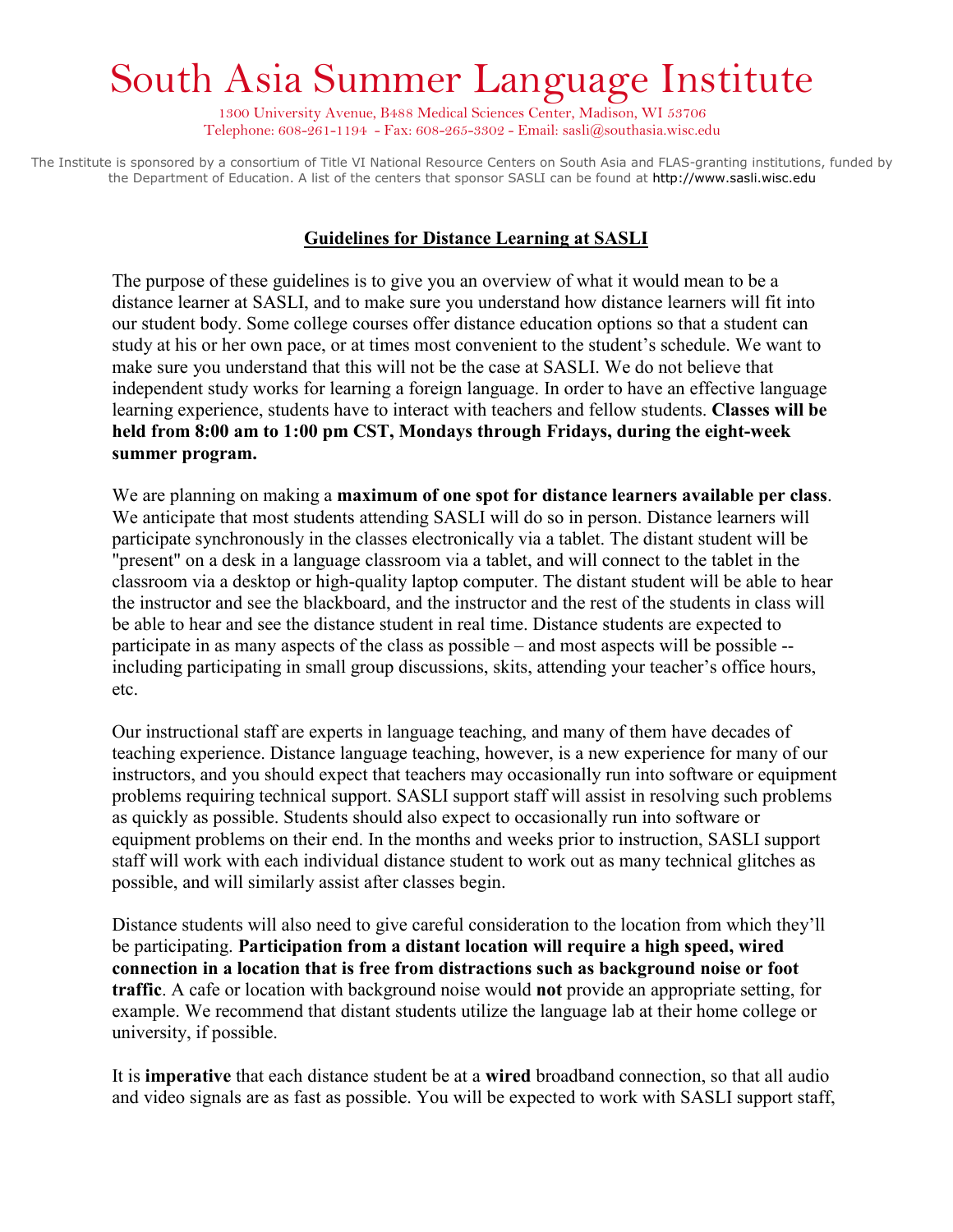# South Asia Summer Language Institute

1300 University Avenue, B488 Medical Sciences Center, Madison, WI 53706
Telephone: 608-261-1194 - Fax: 608-265-3302 - Email: sasli@southasia.wisc.edu

The Institute is sponsored by a consortium of Title VI National Resource Centers on South Asia and FLAS-granting institutions, funded by the Department of Education. A list of the centers that sponsor SASLI can be found at http://www.sasli.wisc.edu

## Guidelines for Distance Learning at SASLI

The purpose of these guidelines is to give you an overview of what it would mean to be a distance learner at SASLI, and to make sure you understand how distance learners will fit into our student body. Some college courses offer distance education options so that a student can study at his or her own pace, or at times most convenient to the student's schedule. We want to make sure you understand that this will not be the case at SASLI. We do not believe that independent study works for learning a foreign language. In order to have an effective language learning experience, students have to interact with teachers and fellow students. **Classes will be held from 8:00 am to 1:00 pm CST, Mondays through Fridays, during the eight-week summer program.**

We are planning on making a **maximum of one spot for distance learners available per class**. We anticipate that most students attending SASLI will do so in person. Distance learners will participate synchronously in the classes electronically via a tablet. The distant student will be "present" on a desk in a language classroom via a tablet, and will connect to the tablet in the classroom via a desktop or high-quality laptop computer. The distant student will be able to hear the instructor and see the blackboard, and the instructor and the rest of the students in class will be able to hear and see the distance student in real time. Distance students are expected to participate in as many aspects of the class as possible – and most aspects will be possible -- including participating in small group discussions, skits, attending your teacher's office hours, etc.

Our instructional staff are experts in language teaching, and many of them have decades of teaching experience. Distance language teaching, however, is a new experience for many of our instructors, and you should expect that teachers may occasionally run into software or equipment problems requiring technical support. SASLI support staff will assist in resolving such problems as quickly as possible. Students should also expect to occasionally run into software or equipment problems on their end. In the months and weeks prior to instruction, SASLI support staff will work with each individual distance student to work out as many technical glitches as possible, and will similarly assist after classes begin.

Distance students will also need to give careful consideration to the location from which they'll be participating. **Participation from a distant location will require a high speed, wired connection in a location that is free from distractions such as background noise or foot traffic**. A cafe or location with background noise would **not** provide an appropriate setting, for example. We recommend that distant students utilize the language lab at their home college or university, if possible.

It is **imperative** that each distance student be at a **wired** broadband connection, so that all audio and video signals are as fast as possible. You will be expected to work with SASLI support staff,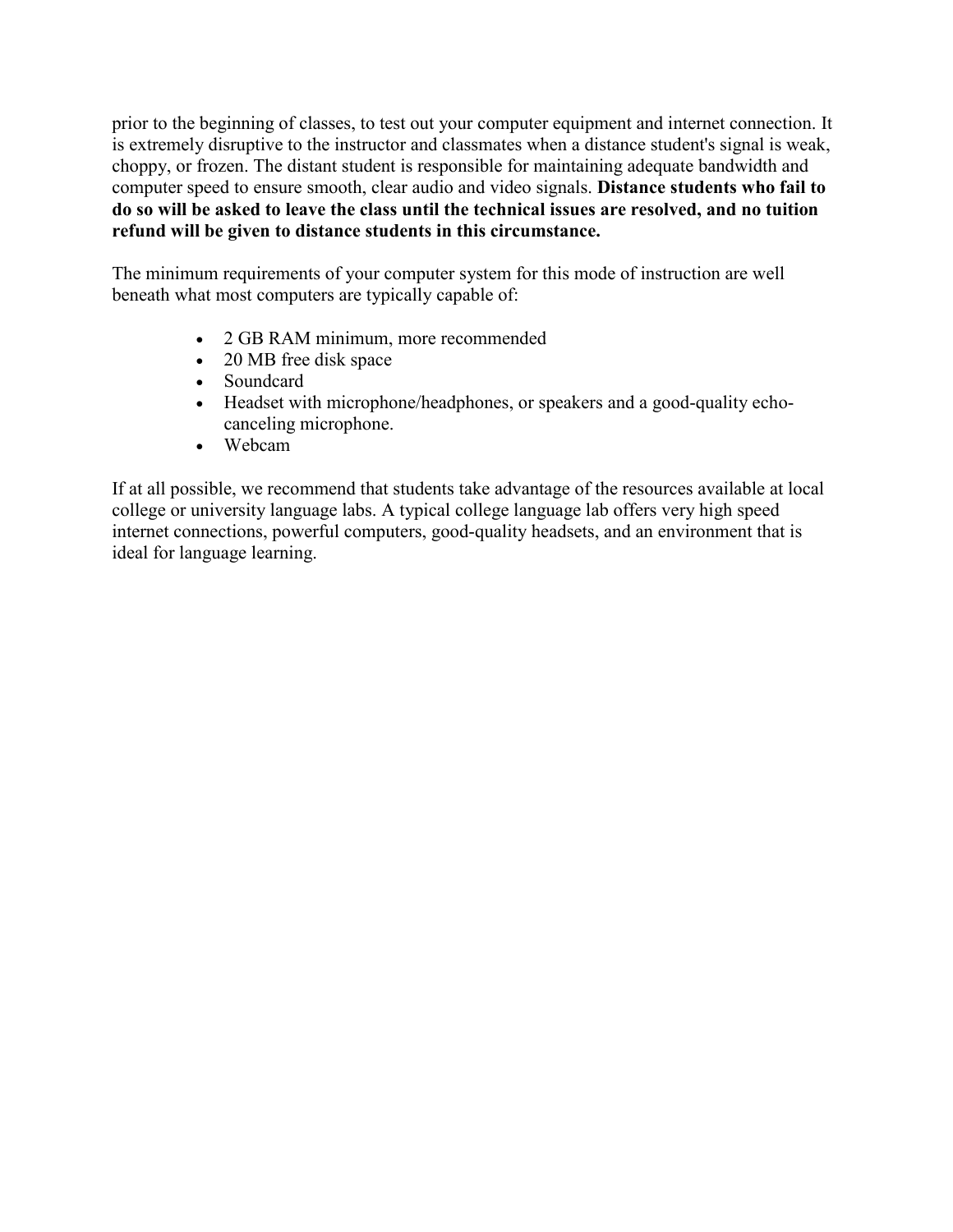prior to the beginning of classes, to test out your computer equipment and internet connection. It is extremely disruptive to the instructor and classmates when a distance student's signal is weak, choppy, or frozen. The distant student is responsible for maintaining adequate bandwidth and computer speed to ensure smooth, clear audio and video signals. **Distance students who fail to do so will be asked to leave the class until the technical issues are resolved, and no tuition refund will be given to distance students in this circumstance.**

The minimum requirements of your computer system for this mode of instruction are well beneath what most computers are typically capable of:

- 2 GB RAM minimum, more recommended
- 20 MB free disk space
- Soundcard
- Headset with microphone/headphones, or speakers and a good-quality echo-canceling microphone.
- Webcam

If at all possible, we recommend that students take advantage of the resources available at local college or university language labs. A typical college language lab offers very high speed internet connections, powerful computers, good-quality headsets, and an environment that is ideal for language learning.